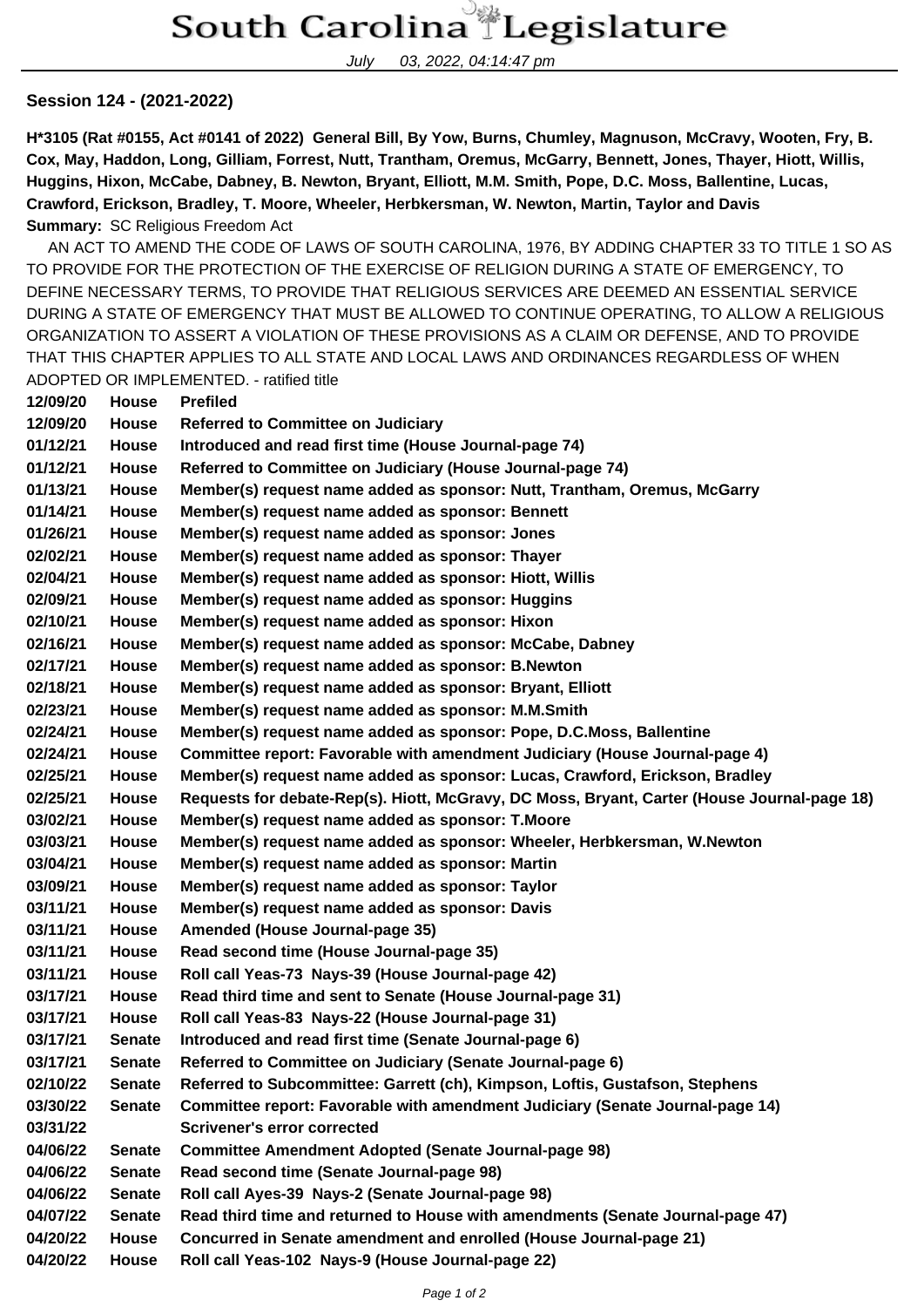# South Carolina Legislature

July 03, 2022, 04:14:47 pm

**Session 124 - (2021-2022)**

**H*3105 (Rat #0155, Act #0141 of 2022) General Bill, By Yow, Burns, Chumley, Magnuson, McCravy, Wooten, Fry, B. Cox, May, Haddon, Long, Gilliam, Forrest, Nutt, Trantham, Oremus, McGarry, Bennett, Jones, Thayer, Hiott, Willis, Huggins, Hixon, McCabe, Dabney, B. Newton, Bryant, Elliott, M.M. Smith, Pope, D.C. Moss, Ballentine, Lucas, Crawford, Erickson, Bradley, T. Moore, Wheeler, Herbkersman, W. Newton, Martin, Taylor and Davis**

**Summary:** SC Religious Freedom Act

AN ACT TO AMEND THE CODE OF LAWS OF SOUTH CAROLINA, 1976, BY ADDING CHAPTER 33 TO TITLE 1 SO AS TO PROVIDE FOR THE PROTECTION OF THE EXERCISE OF RELIGION DURING A STATE OF EMERGENCY, TO DEFINE NECESSARY TERMS, TO PROVIDE THAT RELIGIOUS SERVICES ARE DEEMED AN ESSENTIAL SERVICE DURING A STATE OF EMERGENCY THAT MUST BE ALLOWED TO CONTINUE OPERATING, TO ALLOW A RELIGIOUS ORGANIZATION TO ASSERT A VIOLATION OF THESE PROVISIONS AS A CLAIM OR DEFENSE, AND TO PROVIDE THAT THIS CHAPTER APPLIES TO ALL STATE AND LOCAL LAWS AND ORDINANCES REGARDLESS OF WHEN ADOPTED OR IMPLEMENTED. - ratified title

| | | |
|---|---|---|
| **12/09/20** | **House** | **Prefiled** |
| **12/09/20** | **House** | **Referred to Committee on Judiciary** |
| **01/12/21** | **House** | **Introduced and read first time (House Journal-page 74)** |
| **01/12/21** | **House** | **Referred to Committee on Judiciary (House Journal-page 74)** |
| **01/13/21** | **House** | **Member(s) request name added as sponsor: Nutt, Trantham, Oremus, McGarry** |
| **01/14/21** | **House** | **Member(s) request name added as sponsor: Bennett** |
| **01/26/21** | **House** | **Member(s) request name added as sponsor: Jones** |
| **02/02/21** | **House** | **Member(s) request name added as sponsor: Thayer** |
| **02/04/21** | **House** | **Member(s) request name added as sponsor: Hiott, Willis** |
| **02/09/21** | **House** | **Member(s) request name added as sponsor: Huggins** |
| **02/10/21** | **House** | **Member(s) request name added as sponsor: Hixon** |
| **02/16/21** | **House** | **Member(s) request name added as sponsor: McCabe, Dabney** |
| **02/17/21** | **House** | **Member(s) request name added as sponsor: B.Newton** |
| **02/18/21** | **House** | **Member(s) request name added as sponsor: Bryant, Elliott** |
| **02/23/21** | **House** | **Member(s) request name added as sponsor: M.M.Smith** |
| **02/24/21** | **House** | **Member(s) request name added as sponsor: Pope, D.C.Moss, Ballentine** |
| **02/24/21** | **House** | **Committee report: Favorable with amendment Judiciary (House Journal-page 4)** |
| **02/25/21** | **House** | **Member(s) request name added as sponsor: Lucas, Crawford, Erickson, Bradley** |
| **02/25/21** | **House** | **Requests for debate-Rep(s). Hiott, McGravy, DC Moss, Bryant, Carter (House Journal-page 18)** |
| **03/02/21** | **House** | **Member(s) request name added as sponsor: T.Moore** |
| **03/03/21** | **House** | **Member(s) request name added as sponsor: Wheeler, Herbkersman, W.Newton** |
| **03/04/21** | **House** | **Member(s) request name added as sponsor: Martin** |
| **03/09/21** | **House** | **Member(s) request name added as sponsor: Taylor** |
| **03/11/21** | **House** | **Member(s) request name added as sponsor: Davis** |
| **03/11/21** | **House** | **Amended (House Journal-page 35)** |
| **03/11/21** | **House** | **Read second time (House Journal-page 35)** |
| **03/11/21** | **House** | **Roll call Yeas-73 Nays-39 (House Journal-page 42)** |
| **03/17/21** | **House** | **Read third time and sent to Senate (House Journal-page 31)** |
| **03/17/21** | **House** | **Roll call Yeas-83 Nays-22 (House Journal-page 31)** |
| **03/17/21** | **Senate** | **Introduced and read first time (Senate Journal-page 6)** |
| **03/17/21** | **Senate** | **Referred to Committee on Judiciary (Senate Journal-page 6)** |
| **02/10/22** | **Senate** | **Referred to Subcommittee: Garrett (ch), Kimpson, Loftis, Gustafson, Stephens** |
| **03/30/22** | **Senate** | **Committee report: Favorable with amendment Judiciary (Senate Journal-page 14)** |
| **03/31/22** | | **Scrivener's error corrected** |
| **04/06/22** | **Senate** | **Committee Amendment Adopted (Senate Journal-page 98)** |
| **04/06/22** | **Senate** | **Read second time (Senate Journal-page 98)** |
| **04/06/22** | **Senate** | **Roll call Ayes-39 Nays-2 (Senate Journal-page 98)** |
| **04/07/22** | **Senate** | **Read third time and returned to House with amendments (Senate Journal-page 47)** |
| **04/20/22** | **House** | **Concurred in Senate amendment and enrolled (House Journal-page 21)** |
| **04/20/22** | **House** | **Roll call Yeas-102 Nays-9 (House Journal-page 22)** |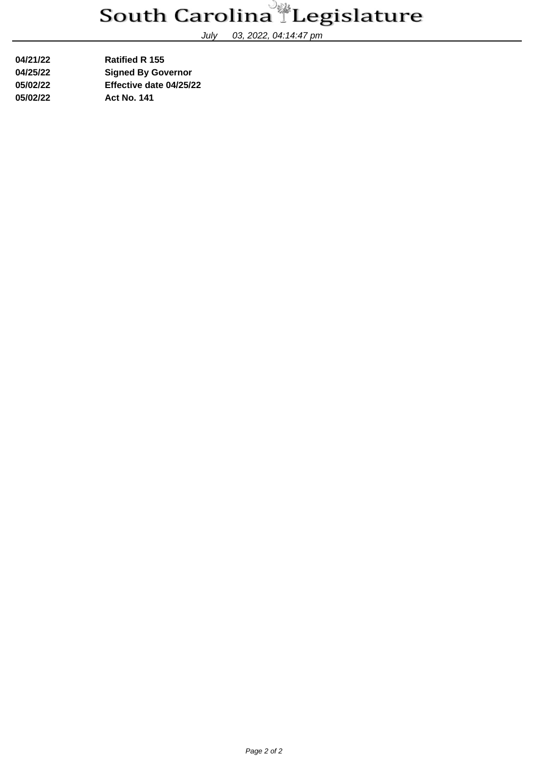| | |
|---|---|
| **04/21/22** | **Ratified R 155** |
| **04/25/22** | **Signed By Governor** |
| **05/02/22** | **Effective date 04/25/22** |
| **05/02/22** | **Act No. 141** |